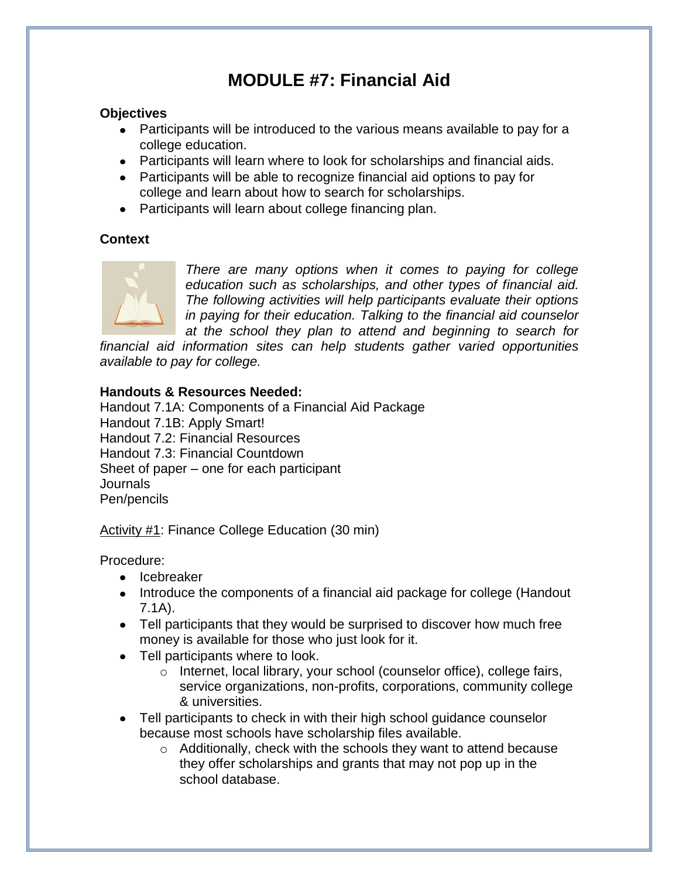# MODULE #7: Financial Aid

**Objectives**

- Participants will be introduced to the various means available to pay for a college education.
- Participants will learn where to look for scholarships and financial aids.
- Participants will be able to recognize financial aid options to pay for college and learn about how to search for scholarships.
- Participants will learn about college financing plan.

**Context**

*There are many options when it comes to paying for college education such as scholarships, and other types of financial aid. The following activities will help participants evaluate their options in paying for their education. Talking to the financial aid counselor at the school they plan to attend and beginning to search for financial aid information sites can help students gather varied opportunities available to pay for college.*

**Handouts & Resources Needed:**

Handout 7.1A: Components of a Financial Aid Package
Handout 7.1B: Apply Smart!
Handout 7.2: Financial Resources
Handout 7.3: Financial Countdown
Sheet of paper – one for each participant
Journals
Pen/pencils

<u>Activity #1</u>: Finance College Education (30 min)

Procedure:

- Icebreaker
- Introduce the components of a financial aid package for college (Handout 7.1A).
- Tell participants that they would be surprised to discover how much free money is available for those who just look for it.
- Tell participants where to look.
  - Internet, local library, your school (counselor office), college fairs, service organizations, non-profits, corporations, community college & universities.
- Tell participants to check in with their high school guidance counselor because most schools have scholarship files available.
  - Additionally, check with the schools they want to attend because they offer scholarships and grants that may not pop up in the school database.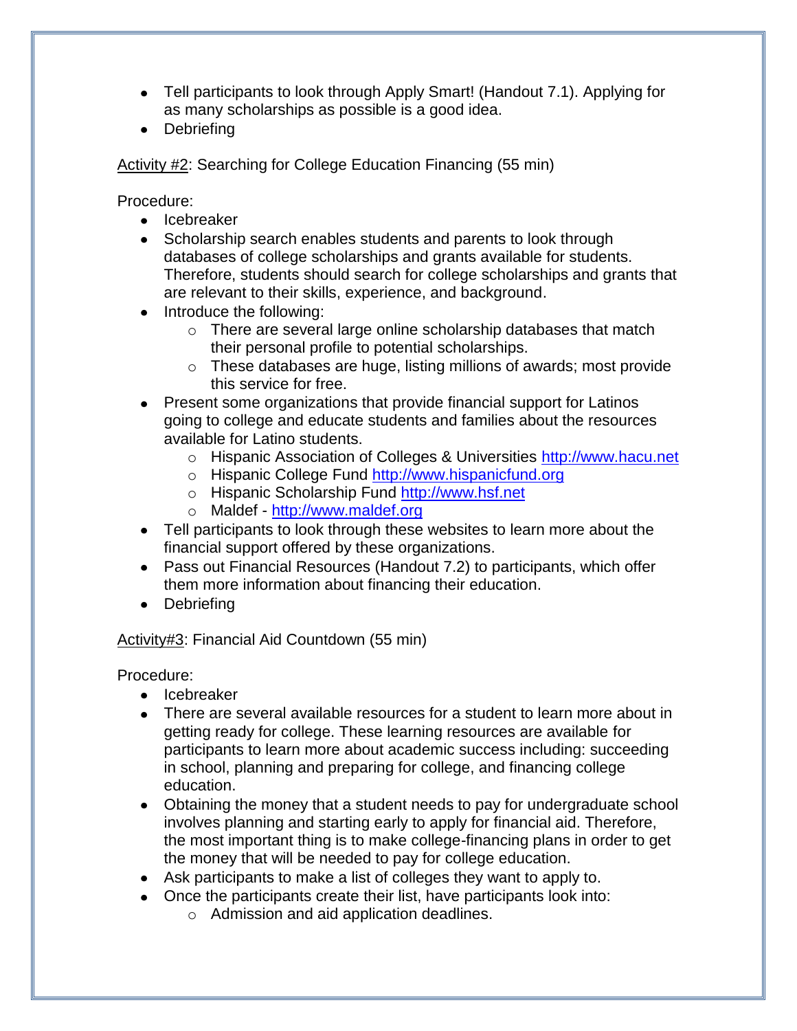- Tell participants to look through Apply Smart! (Handout 7.1). Applying for as many scholarships as possible is a good idea.
- Debriefing

Activity #2: Searching for College Education Financing (55 min)

Procedure:

- Icebreaker
- Scholarship search enables students and parents to look through databases of college scholarships and grants available for students. Therefore, students should search for college scholarships and grants that are relevant to their skills, experience, and background.
- Introduce the following:
  - There are several large online scholarship databases that match their personal profile to potential scholarships.
  - These databases are huge, listing millions of awards; most provide this service for free.
- Present some organizations that provide financial support for Latinos going to college and educate students and families about the resources available for Latino students.
  - Hispanic Association of Colleges & Universities http://www.hacu.net
  - Hispanic College Fund http://www.hispanicfund.org
  - Hispanic Scholarship Fund http://www.hsf.net
  - Maldef - http://www.maldef.org
- Tell participants to look through these websites to learn more about the financial support offered by these organizations.
- Pass out Financial Resources (Handout 7.2) to participants, which offer them more information about financing their education.
- Debriefing

Activity#3: Financial Aid Countdown (55 min)

Procedure:

- Icebreaker
- There are several available resources for a student to learn more about in getting ready for college. These learning resources are available for participants to learn more about academic success including: succeeding in school, planning and preparing for college, and financing college education.
- Obtaining the money that a student needs to pay for undergraduate school involves planning and starting early to apply for financial aid. Therefore, the most important thing is to make college-financing plans in order to get the money that will be needed to pay for college education.
- Ask participants to make a list of colleges they want to apply to.
- Once the participants create their list, have participants look into:
  - Admission and aid application deadlines.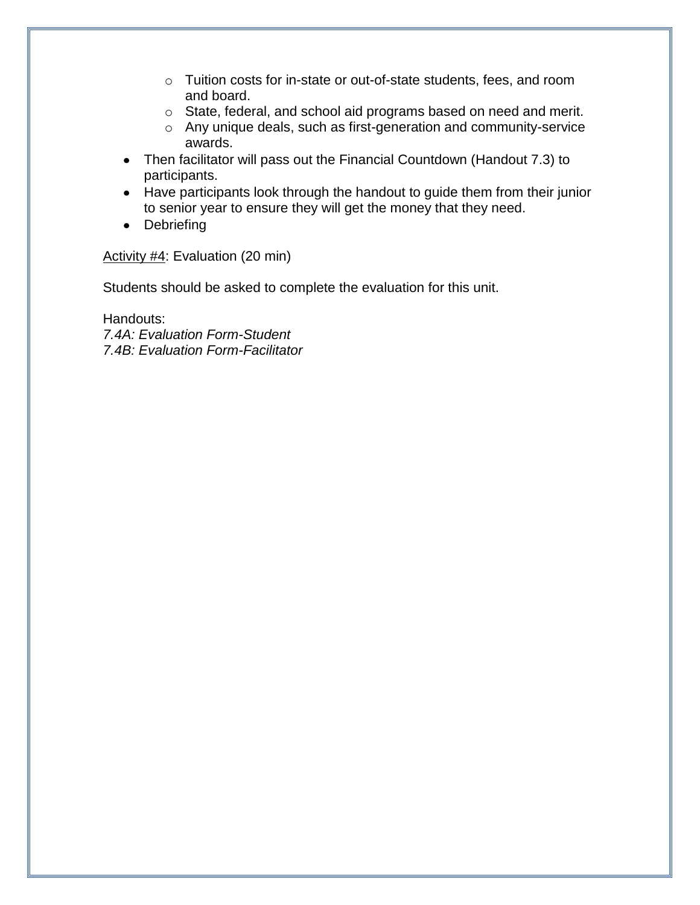- Tuition costs for in-state or out-of-state students, fees, and room and board.
    - State, federal, and school aid programs based on need and merit.
    - Any unique deals, such as first-generation and community-service awards.
- Then facilitator will pass out the Financial Countdown (Handout 7.3) to participants.
- Have participants look through the handout to guide them from their junior to senior year to ensure they will get the money that they need.
- Debriefing

<u>Activity #4</u>: Evaluation (20 min)

Students should be asked to complete the evaluation for this unit.

Handouts:
*7.4A: Evaluation Form-Student*
*7.4B: Evaluation Form-Facilitator*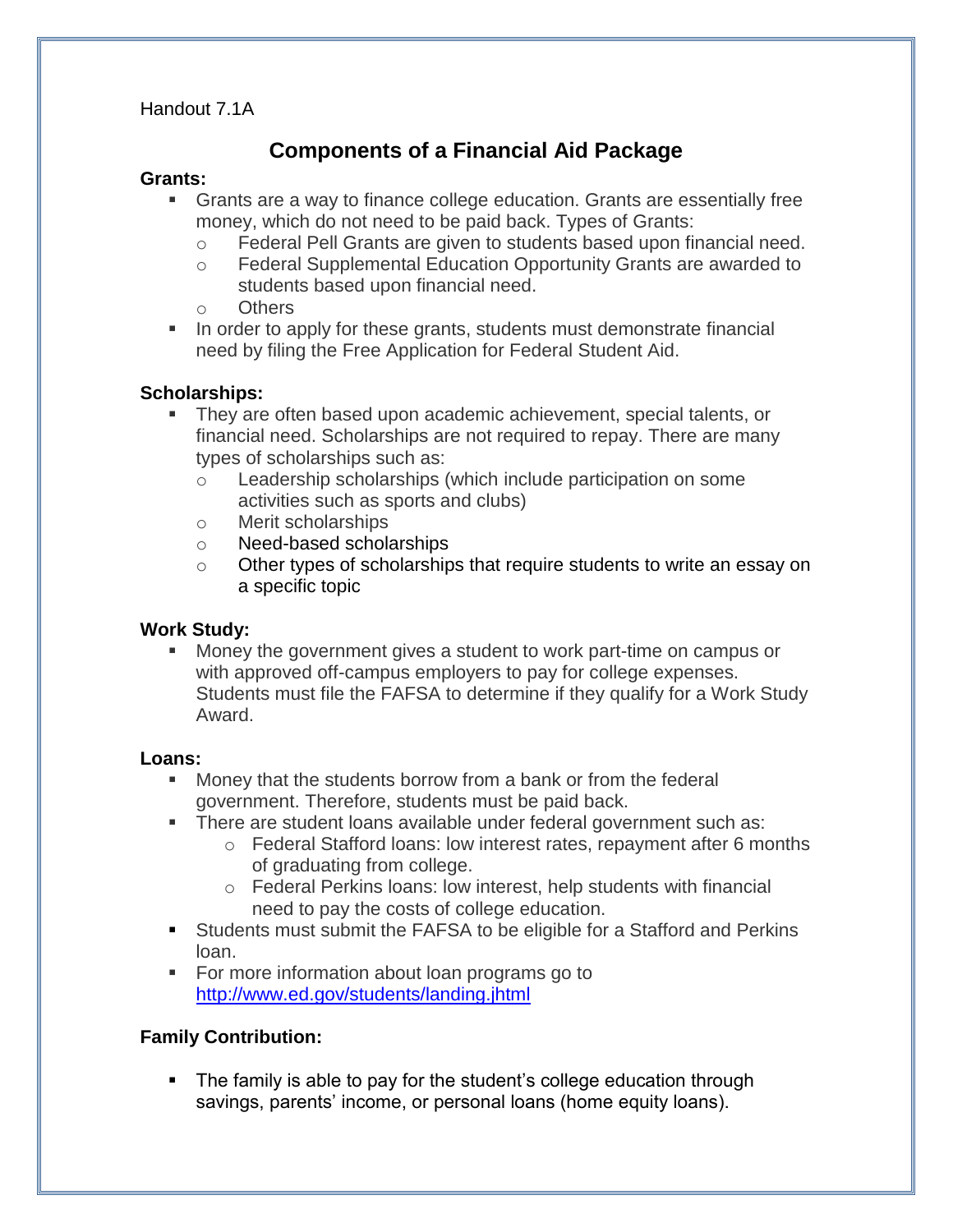Handout 7.1A

# Components of a Financial Aid Package

**Grants:**

- Grants are a way to finance college education. Grants are essentially free money, which do not need to be paid back. Types of Grants:
  - Federal Pell Grants are given to students based upon financial need.
  - Federal Supplemental Education Opportunity Grants are awarded to students based upon financial need.
  - Others
- In order to apply for these grants, students must demonstrate financial need by filing the Free Application for Federal Student Aid.

**Scholarships:**

- They are often based upon academic achievement, special talents, or financial need. Scholarships are not required to repay. There are many types of scholarships such as:
  - Leadership scholarships (which include participation on some activities such as sports and clubs)
  - Merit scholarships
  - Need-based scholarships
  - Other types of scholarships that require students to write an essay on a specific topic

**Work Study:**

- Money the government gives a student to work part-time on campus or with approved off-campus employers to pay for college expenses. Students must file the FAFSA to determine if they qualify for a Work Study Award.

**Loans:**

- Money that the students borrow from a bank or from the federal government. Therefore, students must be paid back.
- There are student loans available under federal government such as:
  - Federal Stafford loans: low interest rates, repayment after 6 months of graduating from college.
  - Federal Perkins loans: low interest, help students with financial need to pay the costs of college education.
- Students must submit the FAFSA to be eligible for a Stafford and Perkins loan.
- For more information about loan programs go to http://www.ed.gov/students/landing.jhtml

**Family Contribution:**

- The family is able to pay for the student's college education through savings, parents' income, or personal loans (home equity loans).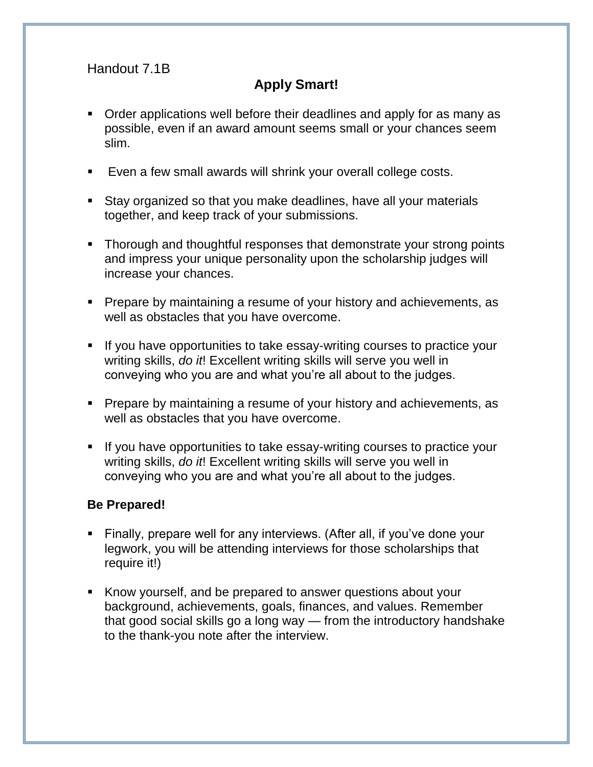Handout 7.1B

## Apply Smart!

- Order applications well before their deadlines and apply for as many as possible, even if an award amount seems small or your chances seem slim.
- Even a few small awards will shrink your overall college costs.
- Stay organized so that you make deadlines, have all your materials together, and keep track of your submissions.
- Thorough and thoughtful responses that demonstrate your strong points and impress your unique personality upon the scholarship judges will increase your chances.
- Prepare by maintaining a resume of your history and achievements, as well as obstacles that you have overcome.
- If you have opportunities to take essay-writing courses to practice your writing skills, *do it*! Excellent writing skills will serve you well in conveying who you are and what you're all about to the judges.
- Prepare by maintaining a resume of your history and achievements, as well as obstacles that you have overcome.
- If you have opportunities to take essay-writing courses to practice your writing skills, *do it*! Excellent writing skills will serve you well in conveying who you are and what you're all about to the judges.

**Be Prepared!**

- Finally, prepare well for any interviews. (After all, if you've done your legwork, you will be attending interviews for those scholarships that require it!)
- Know yourself, and be prepared to answer questions about your background, achievements, goals, finances, and values. Remember that good social skills go a long way — from the introductory handshake to the thank-you note after the interview.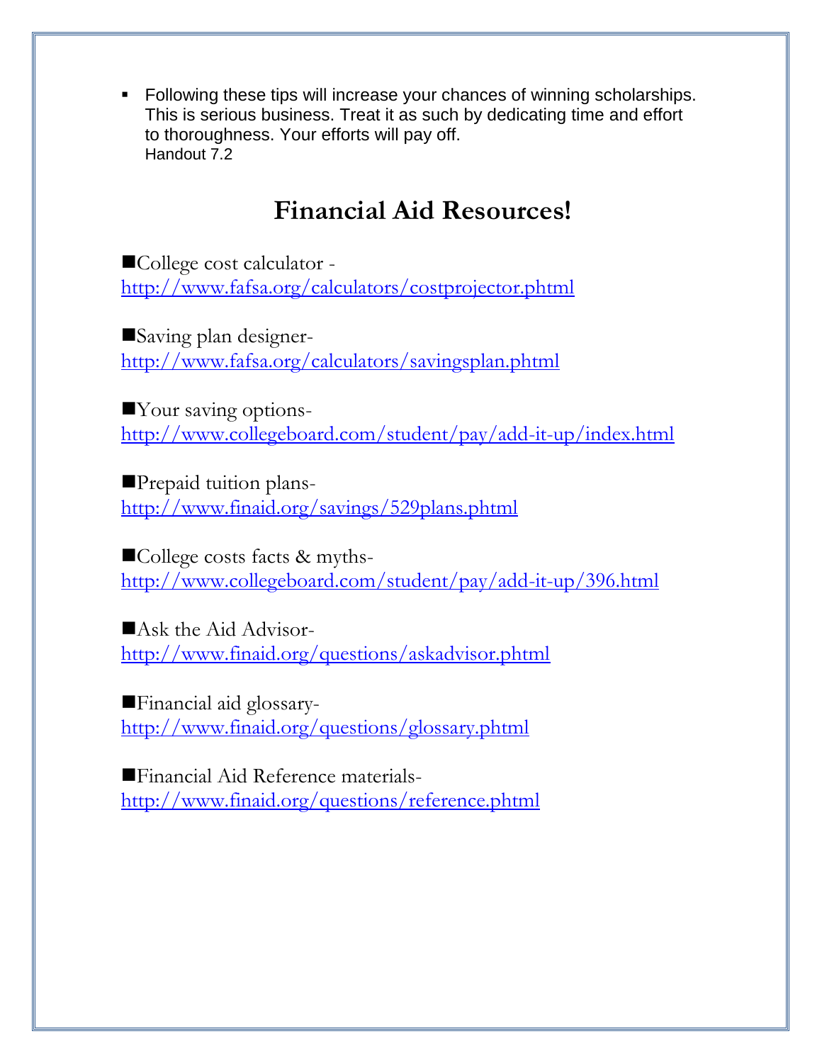- Following these tips will increase your chances of winning scholarships. This is serious business. Treat it as such by dedicating time and effort to thoroughness. Your efforts will pay off.
  Handout 7.2

# Financial Aid Resources!

■College cost calculator - http://www.fafsa.org/calculators/costprojector.phtml

■Saving plan designer- http://www.fafsa.org/calculators/savingsplan.phtml

■Your saving options- http://www.collegeboard.com/student/pay/add-it-up/index.html

■Prepaid tuition plans- http://www.finaid.org/savings/529plans.phtml

■College costs facts & myths- http://www.collegeboard.com/student/pay/add-it-up/396.html

■Ask the Aid Advisor- http://www.finaid.org/questions/askadvisor.phtml

■Financial aid glossary- http://www.finaid.org/questions/glossary.phtml

■Financial Aid Reference materials- http://www.finaid.org/questions/reference.phtml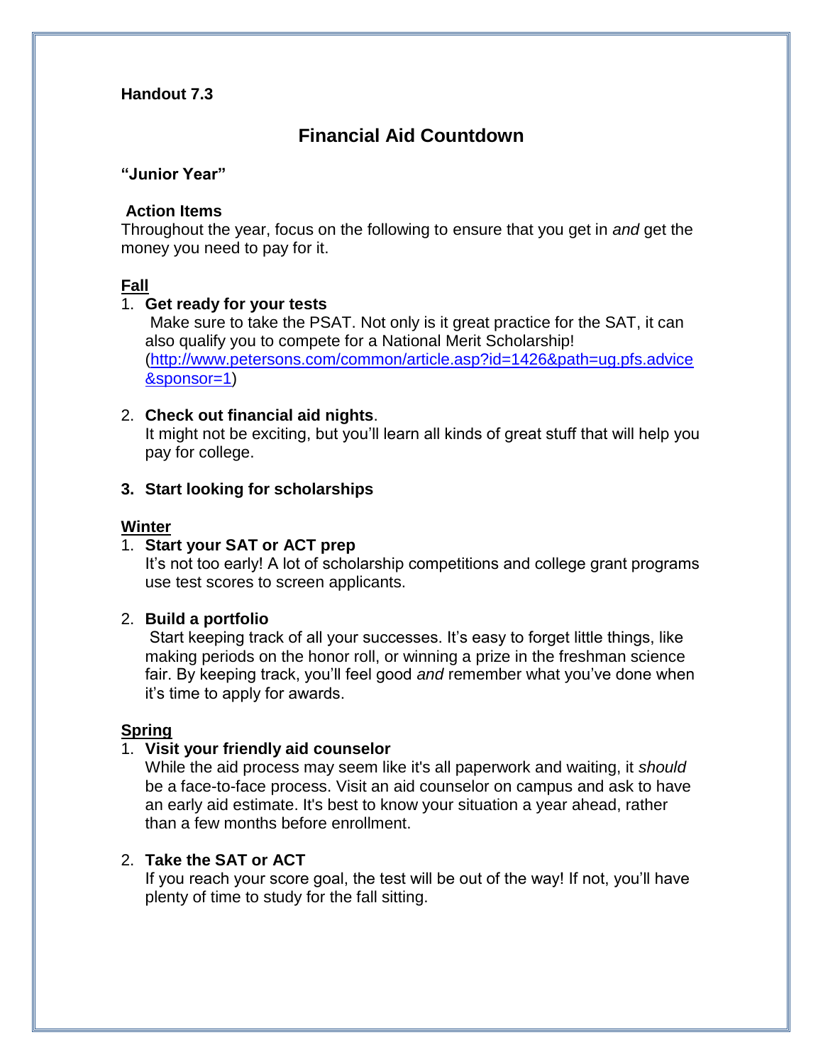**Handout 7.3**

# Financial Aid Countdown

**"Junior Year"**

**Action Items**

Throughout the year, focus on the following to ensure that you get in *and* get the money you need to pay for it.

## Fall

1. **Get ready for your tests**
   Make sure to take the PSAT. Not only is it great practice for the SAT, it can also qualify you to compete for a National Merit Scholarship! ([http://www.petersons.com/common/article.asp?id=1426&path=ug.pfs.advice&sponsor=1](http://www.petersons.com/common/article.asp?id=1426&path=ug.pfs.advice&sponsor=1))

2. **Check out financial aid nights**.
   It might not be exciting, but you'll learn all kinds of great stuff that will help you pay for college.

3. **Start looking for scholarships**

## Winter

1. **Start your SAT or ACT prep**
   It's not too early! A lot of scholarship competitions and college grant programs use test scores to screen applicants.

2. **Build a portfolio**
   Start keeping track of all your successes. It's easy to forget little things, like making periods on the honor roll, or winning a prize in the freshman science fair. By keeping track, you'll feel good *and* remember what you've done when it's time to apply for awards.

## Spring

1. **Visit your friendly aid counselor**
   While the aid process may seem like it's all paperwork and waiting, it *should* be a face-to-face process. Visit an aid counselor on campus and ask to have an early aid estimate. It's best to know your situation a year ahead, rather than a few months before enrollment.

2. **Take the SAT or ACT**
   If you reach your score goal, the test will be out of the way! If not, you'll have plenty of time to study for the fall sitting.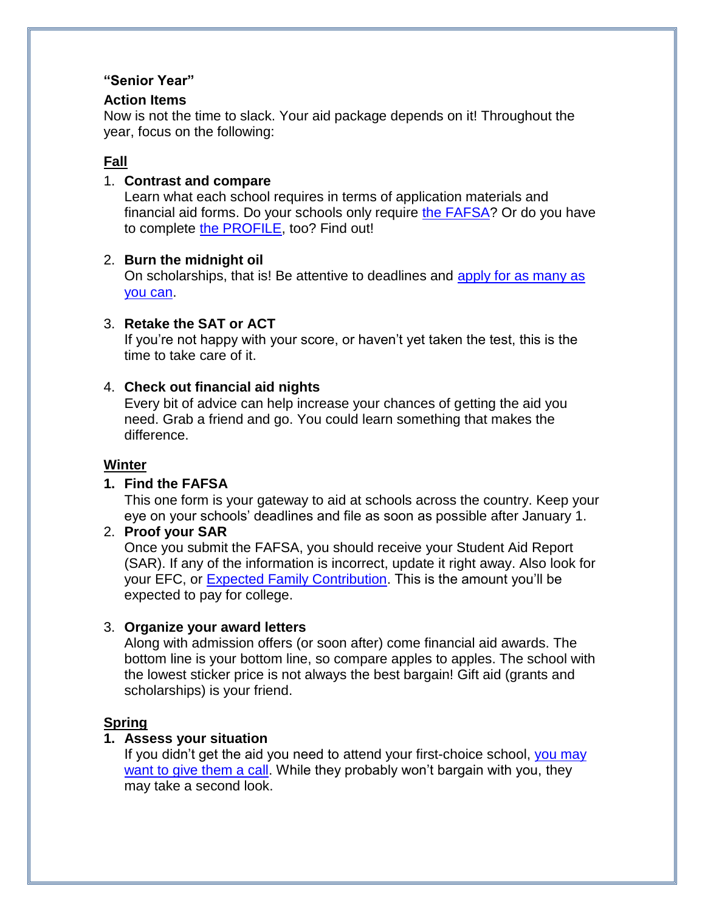**“Senior Year”**

**Action Items**

Now is not the time to slack. Your aid package depends on it! Throughout the year, focus on the following:

**Fall**

1. **Contrast and compare**
   Learn what each school requires in terms of application materials and financial aid forms. Do your schools only require the FAFSA? Or do you have to complete the PROFILE, too? Find out!

2. **Burn the midnight oil**
   On scholarships, that is! Be attentive to deadlines and apply for as many as you can.

3. **Retake the SAT or ACT**
   If you’re not happy with your score, or haven’t yet taken the test, this is the time to take care of it.

4. **Check out financial aid nights**
   Every bit of advice can help increase your chances of getting the aid you need. Grab a friend and go. You could learn something that makes the difference.

**Winter**

1. **Find the FAFSA**
   This one form is your gateway to aid at schools across the country. Keep your eye on your schools’ deadlines and file as soon as possible after January 1.
2. **Proof your SAR**
   Once you submit the FAFSA, you should receive your Student Aid Report (SAR). If any of the information is incorrect, update it right away. Also look for your EFC, or Expected Family Contribution. This is the amount you’ll be expected to pay for college.

3. **Organize your award letters**
   Along with admission offers (or soon after) come financial aid awards. The bottom line is your bottom line, so compare apples to apples. The school with the lowest sticker price is not always the best bargain! Gift aid (grants and scholarships) is your friend.

**Spring**

1. **Assess your situation**
   If you didn’t get the aid you need to attend your first-choice school, you may want to give them a call. While they probably won’t bargain with you, they may take a second look.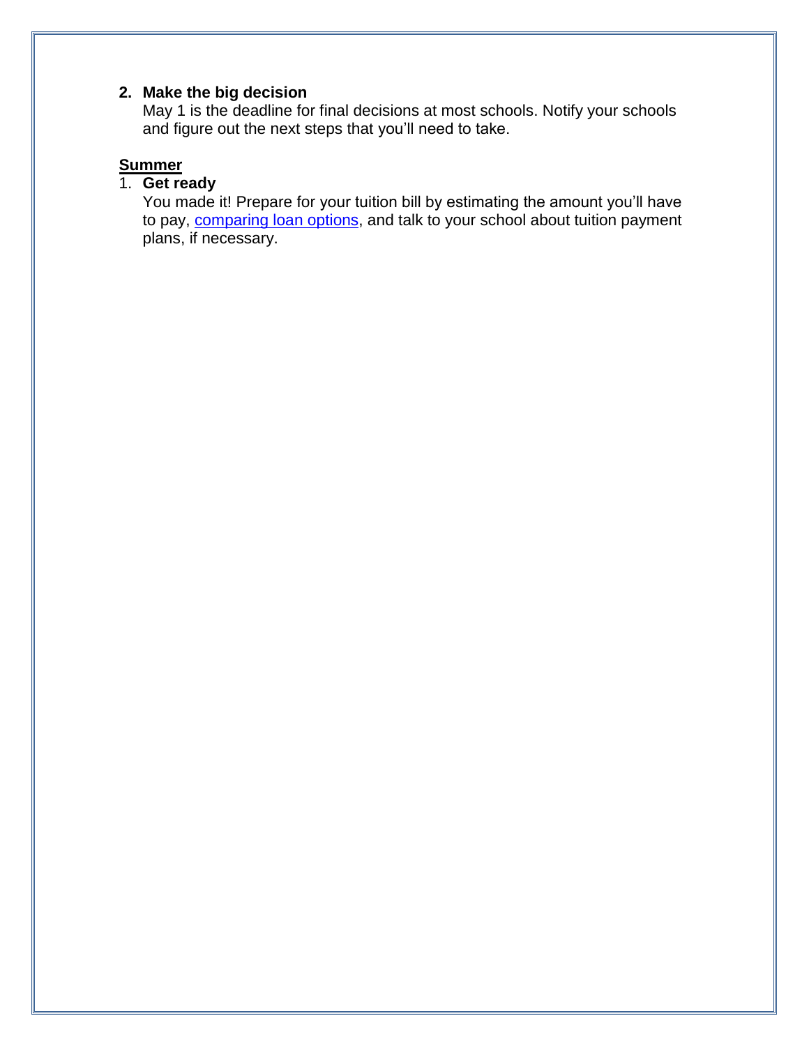2. **Make the big decision**
   May 1 is the deadline for final decisions at most schools. Notify your schools and figure out the next steps that you'll need to take.

**Summer**

1. **Get ready**
   You made it! Prepare for your tuition bill by estimating the amount you'll have to pay, comparing loan options, and talk to your school about tuition payment plans, if necessary.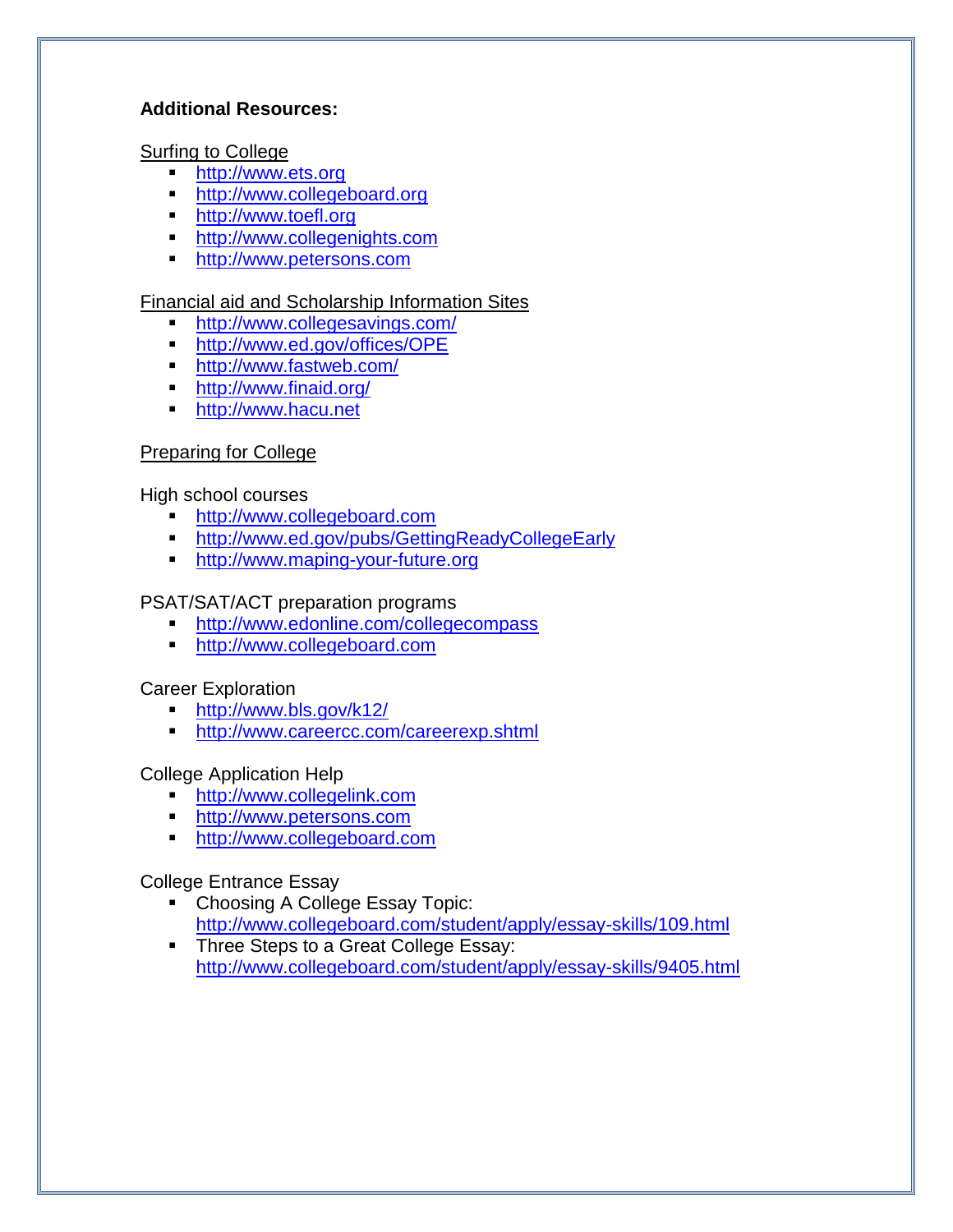**Additional Resources:**

Surfing to College

- http://www.ets.org
- http://www.collegeboard.org
- http://www.toefl.org
- http://www.collegenights.com
- http://www.petersons.com

Financial aid and Scholarship Information Sites

- http://www.collegesavings.com/
- http://www.ed.gov/offices/OPE
- http://www.fastweb.com/
- http://www.finaid.org/
- http://www.hacu.net

Preparing for College

High school courses

- http://www.collegeboard.com
- http://www.ed.gov/pubs/GettingReadyCollegeEarly
- http://www.maping-your-future.org

PSAT/SAT/ACT preparation programs

- http://www.edonline.com/collegecompass
- http://www.collegeboard.com

Career Exploration

- http://www.bls.gov/k12/
- http://www.careercc.com/careerexp.shtml

College Application Help

- http://www.collegelink.com
- http://www.petersons.com
- http://www.collegeboard.com

College Entrance Essay

- Choosing A College Essay Topic: http://www.collegeboard.com/student/apply/essay-skills/109.html
- Three Steps to a Great College Essay: http://www.collegeboard.com/student/apply/essay-skills/9405.html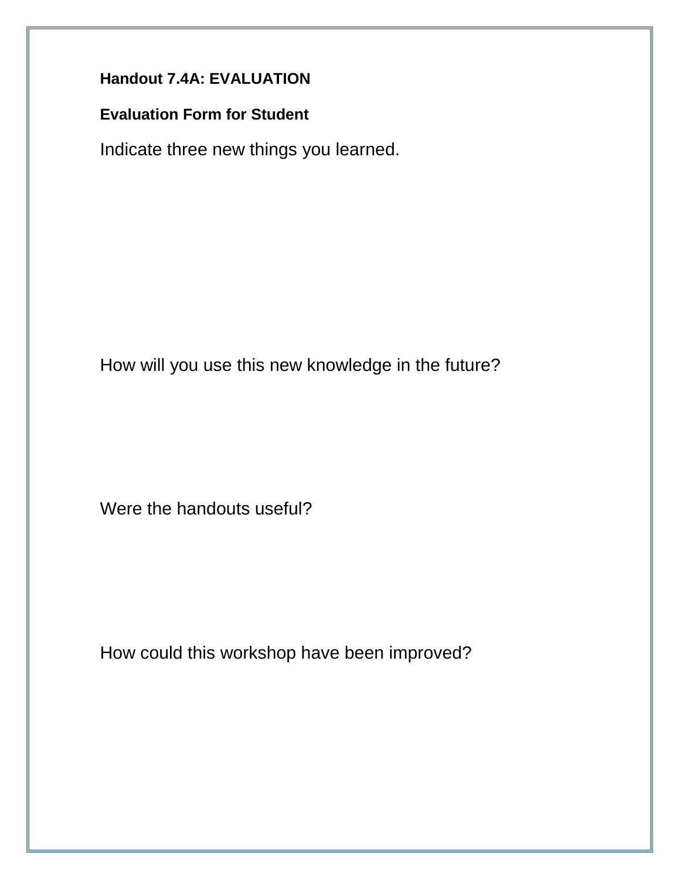**Handout 7.4A: EVALUATION**

**Evaluation Form for Student**

Indicate three new things you learned.

How will you use this new knowledge in the future?

Were the handouts useful?

How could this workshop have been improved?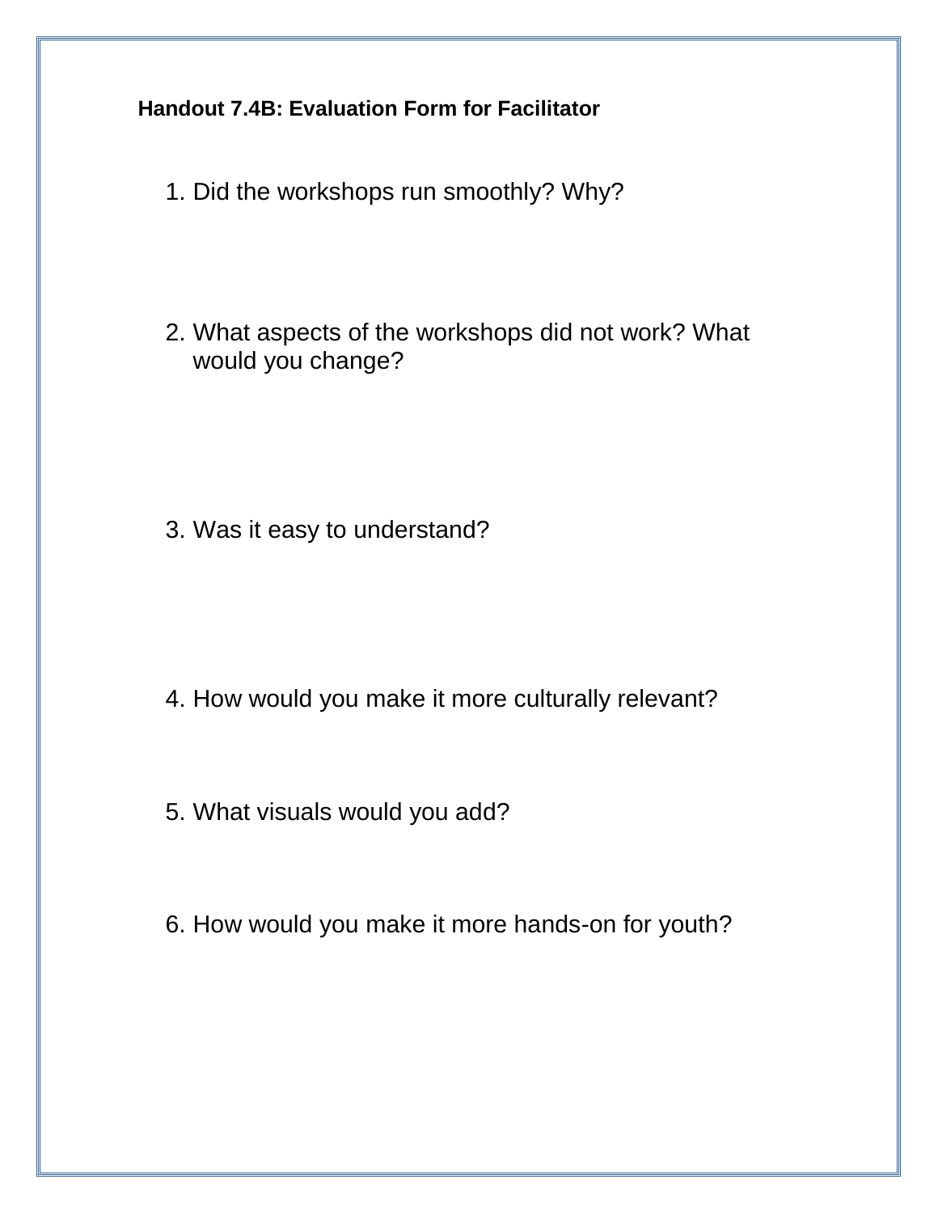**Handout 7.4B: Evaluation Form for Facilitator**

1. Did the workshops run smoothly? Why?

2. What aspects of the workshops did not work? What would you change?

3. Was it easy to understand?

4. How would you make it more culturally relevant?

5. What visuals would you add?

6. How would you make it more hands-on for youth?